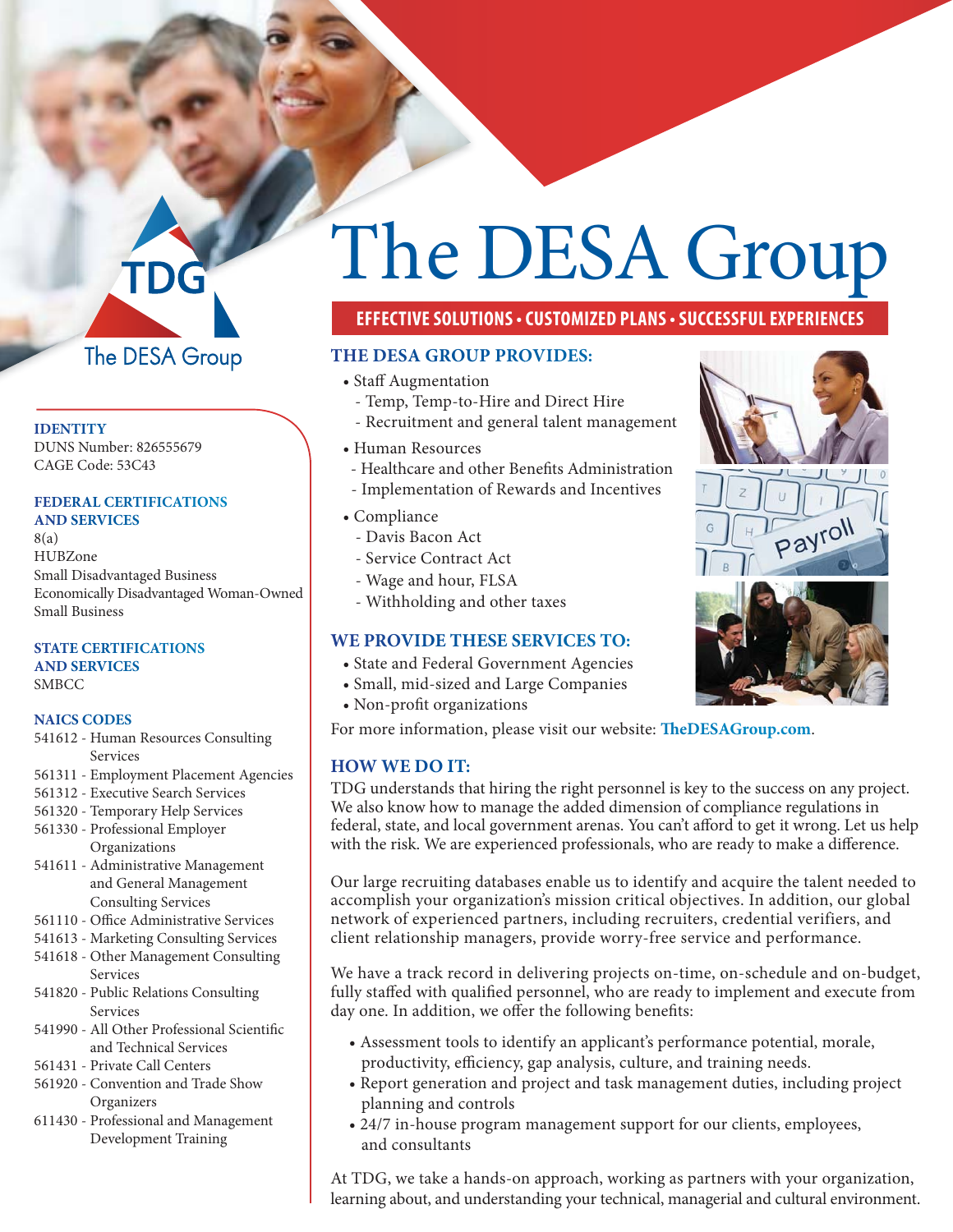TDG

The DESA Group

# The DESA Group

**EFFECTIVE SOLUTIONS • CUSTOMIZED PLANS • SUCCESSFUL EXPERIENCES**

### IDENTITY

DUNS Number: 826555679
CAGE Code: 53C43

### FEDERAL CERTIFICATIONS AND SERVICES

8(a)
HUBZone
Small Disadvantaged Business
Economically Disadvantaged Woman-Owned Small Business

### STATE CERTIFICATIONS AND SERVICES

SMBCC

### NAICS CODES

- 541612 - Human Resources Consulting Services
- 561311 - Employment Placement Agencies
- 561312 - Executive Search Services
- 561320 - Temporary Help Services
- 561330 - Professional Employer Organizations
- 541611 - Administrative Management and General Management Consulting Services
- 561110 - Office Administrative Services
- 541613 - Marketing Consulting Services
- 541618 - Other Management Consulting Services
- 541820 - Public Relations Consulting Services
- 541990 - All Other Professional Scientific and Technical Services
- 561431 - Private Call Centers
- 561920 - Convention and Trade Show Organizers
- 611430 - Professional and Management Development Training

## THE DESA GROUP PROVIDES:

- Staff Augmentation
  - Temp, Temp-to-Hire and Direct Hire
  - Recruitment and general talent management
- Human Resources
  - Healthcare and other Benefits Administration
  - Implementation of Rewards and Incentives
- Compliance
  - Davis Bacon Act
  - Service Contract Act
  - Wage and hour, FLSA
  - Withholding and other taxes

## WE PROVIDE THESE SERVICES TO:

- State and Federal Government Agencies
- Small, mid-sized and Large Companies
- Non-profit organizations

For more information, please visit our website: **TheDESAGroup.com**.

## HOW WE DO IT:

TDG understands that hiring the right personnel is key to the success on any project. We also know how to manage the added dimension of compliance regulations in federal, state, and local government arenas. You can't afford to get it wrong. Let us help with the risk. We are experienced professionals, who are ready to make a difference.

Our large recruiting databases enable us to identify and acquire the talent needed to accomplish your organization's mission critical objectives. In addition, our global network of experienced partners, including recruiters, credential verifiers, and client relationship managers, provide worry-free service and performance.

We have a track record in delivering projects on-time, on-schedule and on-budget, fully staffed with qualified personnel, who are ready to implement and execute from day one. In addition, we offer the following benefits:

- Assessment tools to identify an applicant's performance potential, morale, productivity, efficiency, gap analysis, culture, and training needs.
- Report generation and project and task management duties, including project planning and controls
- 24/7 in-house program management support for our clients, employees, and consultants

At TDG, we take a hands-on approach, working as partners with your organization, learning about, and understanding your technical, managerial and cultural environment.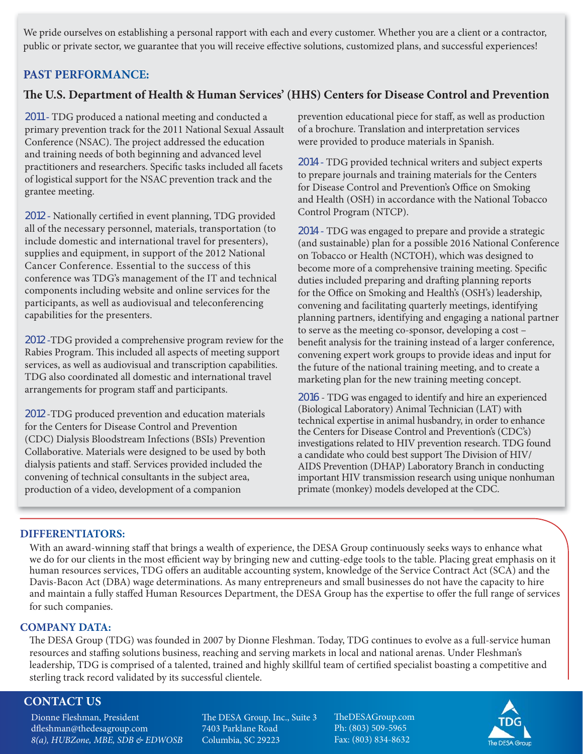We pride ourselves on establishing a personal rapport with each and every customer. Whether you are a client or a contractor, public or private sector, we guarantee that you will receive effective solutions, customized plans, and successful experiences!

## PAST PERFORMANCE:

### The U.S. Department of Health & Human Services' (HHS) Centers for Disease Control and Prevention

**2011** - TDG produced a national meeting and conducted a primary prevention track for the 2011 National Sexual Assault Conference (NSAC). The project addressed the education and training needs of both beginning and advanced level practitioners and researchers. Specific tasks included all facets of logistical support for the NSAC prevention track and the grantee meeting.

**2012** - Nationally certified in event planning, TDG provided all of the necessary personnel, materials, transportation (to include domestic and international travel for presenters), supplies and equipment, in support of the 2012 National Cancer Conference. Essential to the success of this conference was TDG's management of the IT and technical components including website and online services for the participants, as well as audiovisual and teleconferencing capabilities for the presenters.

**2012** -TDG provided a comprehensive program review for the Rabies Program. This included all aspects of meeting support services, as well as audiovisual and transcription capabilities. TDG also coordinated all domestic and international travel arrangements for program staff and participants.

**2012** -TDG produced prevention and education materials for the Centers for Disease Control and Prevention (CDC) Dialysis Bloodstream Infections (BSIs) Prevention Collaborative. Materials were designed to be used by both dialysis patients and staff. Services provided included the convening of technical consultants in the subject area, production of a video, development of a companion prevention educational piece for staff, as well as production of a brochure. Translation and interpretation services were provided to produce materials in Spanish.

**2014** - TDG provided technical writers and subject experts to prepare journals and training materials for the Centers for Disease Control and Prevention's Office on Smoking and Health (OSH) in accordance with the National Tobacco Control Program (NTCP).

**2014** - TDG was engaged to prepare and provide a strategic (and sustainable) plan for a possible 2016 National Conference on Tobacco or Health (NCTOH), which was designed to become more of a comprehensive training meeting. Specific duties included preparing and drafting planning reports for the Office on Smoking and Health's (OSH's) leadership, convening and facilitating quarterly meetings, identifying planning partners, identifying and engaging a national partner to serve as the meeting co-sponsor, developing a cost – benefit analysis for the training instead of a larger conference, convening expert work groups to provide ideas and input for the future of the national training meeting, and to create a marketing plan for the new training meeting concept.

**2016** - TDG was engaged to identify and hire an experienced (Biological Laboratory) Animal Technician (LAT) with technical expertise in animal husbandry, in order to enhance the Centers for Disease Control and Prevention's (CDC's) investigations related to HIV prevention research. TDG found a candidate who could best support The Division of HIV/AIDS Prevention (DHAP) Laboratory Branch in conducting important HIV transmission research using unique nonhuman primate (monkey) models developed at the CDC.

## DIFFERENTIATORS:

With an award-winning staff that brings a wealth of experience, the DESA Group continuously seeks ways to enhance what we do for our clients in the most efficient way by bringing new and cutting-edge tools to the table. Placing great emphasis on it human resources services, TDG offers an auditable accounting system, knowledge of the Service Contract Act (SCA) and the Davis-Bacon Act (DBA) wage determinations. As many entrepreneurs and small businesses do not have the capacity to hire and maintain a fully staffed Human Resources Department, the DESA Group has the expertise to offer the full range of services for such companies.

## COMPANY DATA:

The DESA Group (TDG) was founded in 2007 by Dionne Fleshman. Today, TDG continues to evolve as a full-service human resources and staffing solutions business, reaching and serving markets in local and national arenas. Under Fleshman's leadership, TDG is comprised of a talented, trained and highly skillful team of certified specialist boasting a competitive and sterling track record validated by its successful clientele.

## CONTACT US

Dionne Fleshman, President
dfleshman@thedesagroup.com
*8(a), HUBZone, MBE, SDB & EDWOSB*

The DESA Group, Inc., Suite 3
7403 Parklane Road
Columbia, SC 29223

TheDESAGroup.com
Ph: (803) 509-5965
Fax: (803) 834-8632

TDG
The DESA Group